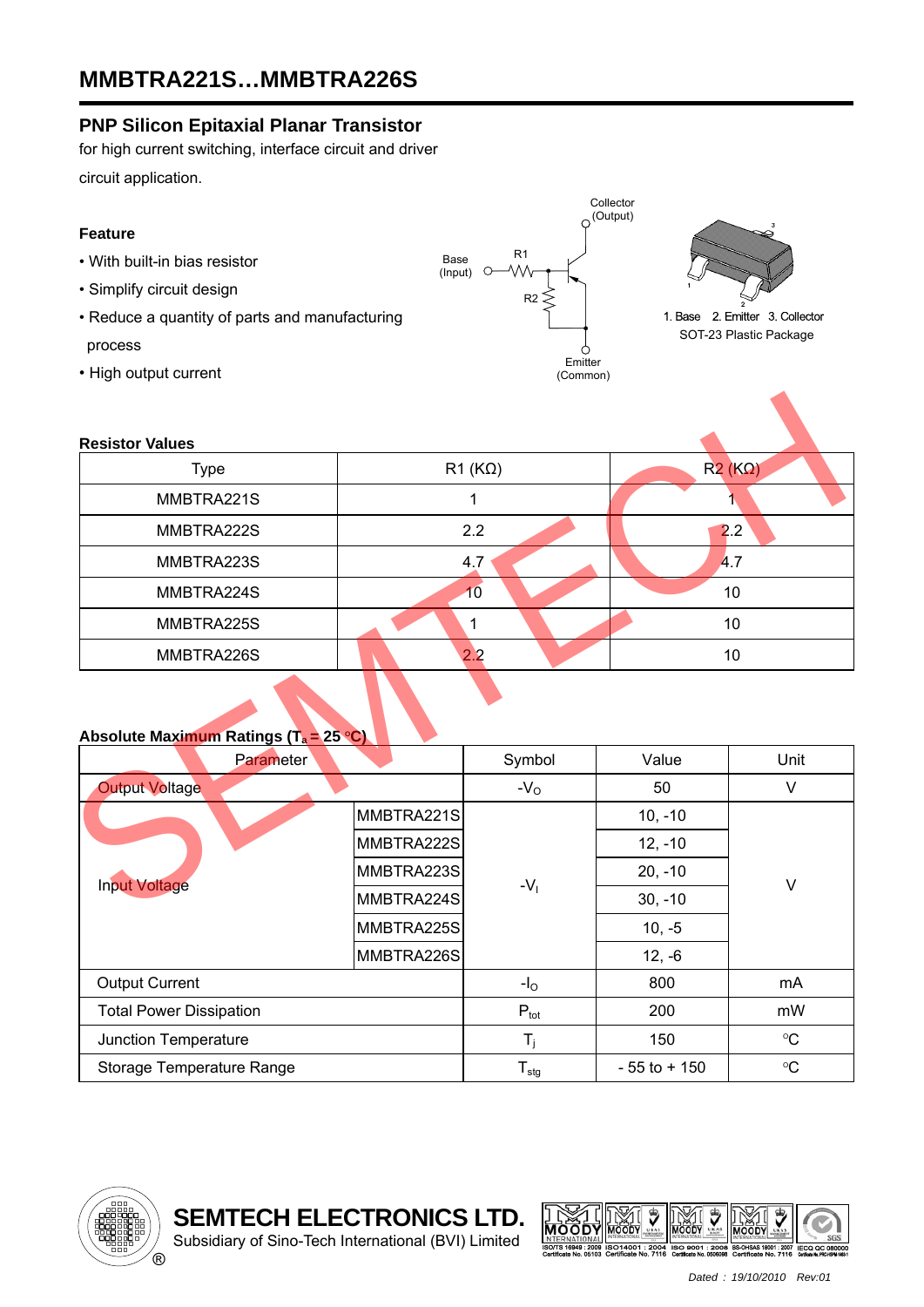# MMBTRA221S…MMBTRA226S

## PNP Silicon Epitaxial Planar Transistor

for high current switching, interface circuit and driver circuit application.

### Feature

- With built-in bias resistor
- Simplify circuit design
- Reduce a quantity of parts and manufacturing process
- High output current

Collector (Output)

Base (Input)

R1

R2

Emitter (Common)

1. Base 2. Emitter 3. Collector

SOT-23 Plastic Package

### Resistor Values

| Type | R1 (KΩ) | R2 (KΩ) |
|---|---|---|
| MMBTRA221S | 1 | 1 |
| MMBTRA222S | 2.2 | 2.2 |
| MMBTRA223S | 4.7 | 4.7 |
| MMBTRA224S | 10 | 10 |
| MMBTRA225S | 1 | 10 |
| MMBTRA226S | 2.2 | 10 |

### Absolute Maximum Ratings ($T_a$ = 25 °C)

| Parameter | | Symbol | Value | Unit |
|---|---|---|---|---|
| Output Voltage | | $-V_O$ | 50 | V |
| Input Voltage | MMBTRA221S | $-V_I$ | 10, -10 | V |
| | MMBTRA222S | | 12, -10 | |
| | MMBTRA223S | | 20, -10 | |
| | MMBTRA224S | | 30, -10 | |
| | MMBTRA225S | | 10, -5 | |
| | MMBTRA226S | | 12, -6 | |
| Output Current | | $-I_O$ | 800 | mA |
| Total Power Dissipation | | $P_{tot}$ | 200 | mW |
| Junction Temperature | | $T_j$ | 150 | °C |
| Storage Temperature Range | | $T_{stg}$ | - 55 to + 150 | °C |

**SEMTECH ELECTRONICS LTD.**
Subsidiary of Sino-Tech International (BVI) Limited

*Dated : 19/10/2010 Rev:01*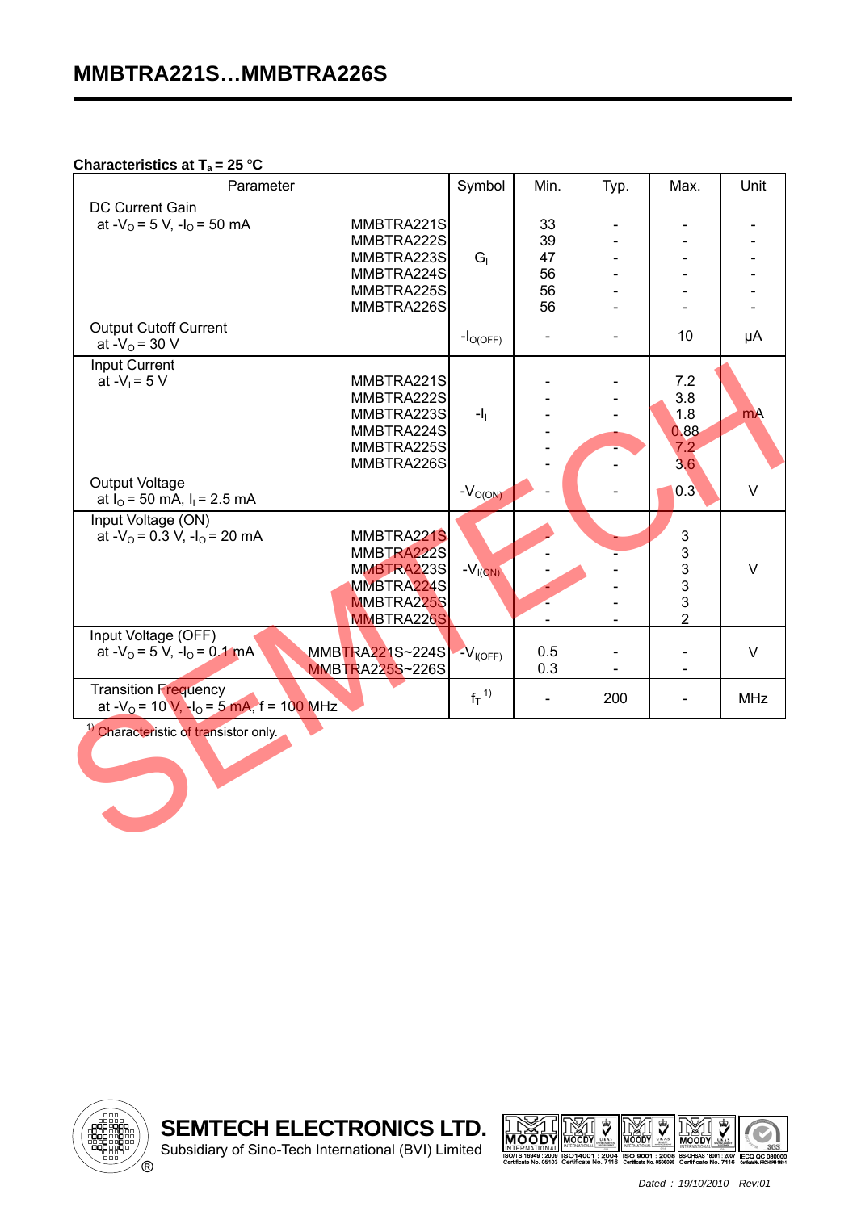# MMBTRA221S…MMBTRA226S

**Characteristics at $T_a$ = 25 °C**

| Parameter | | Symbol | Min. | Typ. | Max. | Unit |
|---|---|---|---|---|---|---|
| DC Current Gain at $-V_O$ = 5 V, $-I_O$ = 50 mA | MMBTRA221S | $G_I$ | 33 | - | - | - |
| | MMBTRA222S | | 39 | - | - | - |
| | MMBTRA223S | | 47 | - | - | - |
| | MMBTRA224S | | 56 | - | - | - |
| | MMBTRA225S | | 56 | - | - | - |
| | MMBTRA226S | | 56 | - | - | - |
| Output Cutoff Current at $-V_O$ = 30 V | | $-I_{O(OFF)}$ | - | - | 10 | µA |
| Input Current at $-V_I$ = 5 V | MMBTRA221S | $-I_I$ | - | - | 7.2 | mA |
| | MMBTRA222S | | - | - | 3.8 | |
| | MMBTRA223S | | - | - | 1.8 | |
| | MMBTRA224S | | - | - | 0.88 | |
| | MMBTRA225S | | - | - | 7.2 | |
| | MMBTRA226S | | - | - | 3.6 | |
| Output Voltage at $I_O$ = 50 mA, $I_I$ = 2.5 mA | | $-V_{O(ON)}$ | - | - | 0.3 | V |
| Input Voltage (ON) at $-V_O$ = 0.3 V, $-I_O$ = 20 mA | MMBTRA221S | $-V_{I(ON)}$ | - | - | 3 | V |
| | MMBTRA222S | | - | - | 3 | |
| | MMBTRA223S | | - | - | 3 | |
| | MMBTRA224S | | - | - | 3 | |
| | MMBTRA225S | | - | - | 3 | |
| | MMBTRA226S | | - | - | 2 | |
| Input Voltage (OFF) at $-V_O$ = 5 V, $-I_O$ = 0.1 mA | MMBTRA221S~224S | $-V_{I(OFF)}$ | 0.5 | - | - | V |
| | MMBTRA225S~226S | | 0.3 | - | - | |
| Transition Frequency at $-V_O$ = 10 V, $-I_O$ = 5 mA, f = 100 MHz | | $f_T$ [1] | - | 200 | - | MHz |

[1] Characteristic of transistor only.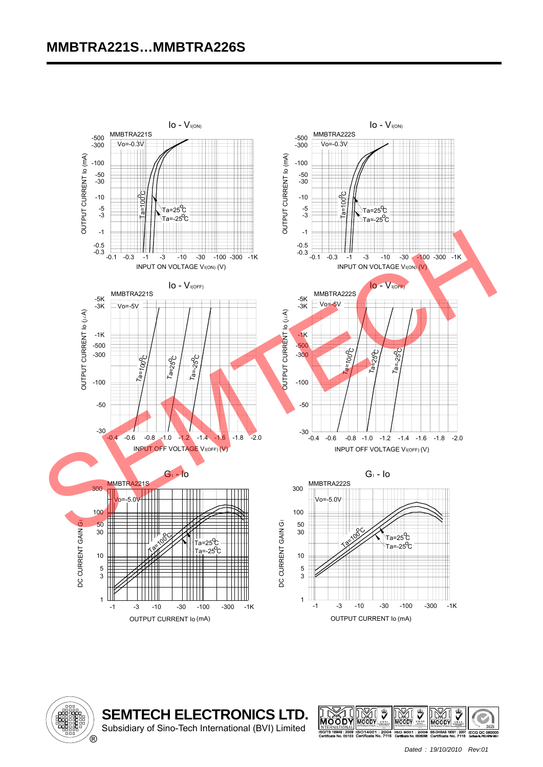# MMBTRA221S…MMBTRA226S

Io - $V_{I(ON)}$

MMBTRA221S

Vo=-0.3V

OUTPUT CURRENT Io (mA)

Ta=100°C, Ta=25°C, Ta=-25°C

INPUT ON VOLTAGE $V_{I(ON)}$ (V)

Io - $V_{I(ON)}$

MMBTRA222S

Vo=-0.3V

OUTPUT CURRENT Io (mA)

Ta=100°C, Ta=25°C, Ta=-25°C

INPUT ON VOLTAGE $V_{I(ON)}$ (V)

Io - $V_{I(OFF)}$

MMBTRA221S

Vo=-5V

OUTPUT CURRENT Io (μA)

Ta=100°C, Ta=25°C, Ta=-25°C

INPUT OFF VOLTAGE $V_{I(OFF)}$ (V)

Io - $V_{I(OFF)}$

MMBTRA222S

Vo=-5V

OUTPUT CURRENT Io (μA)

Ta=100°C, Ta=25°C, Ta=-25°C

INPUT OFF VOLTAGE $V_{I(OFF)}$ (V)

$G_I$ - Io

MMBTRA221S

Vo=-5.0V

DC CURRENT GAIN $G_I$

Ta=100°C, Ta=25°C, Ta=-25°C

OUTPUT CURRENT Io (mA)

$G_I$ - Io

MMBTRA222S

Vo=-5.0V

DC CURRENT GAIN $G_I$

Ta=100°C, Ta=25°C, Ta=-25°C

OUTPUT CURRENT Io (mA)

**SEMTECH ELECTRONICS LTD.**
Subsidiary of Sino-Tech International (BVI) Limited

*Dated : 19/10/2010 Rev:01*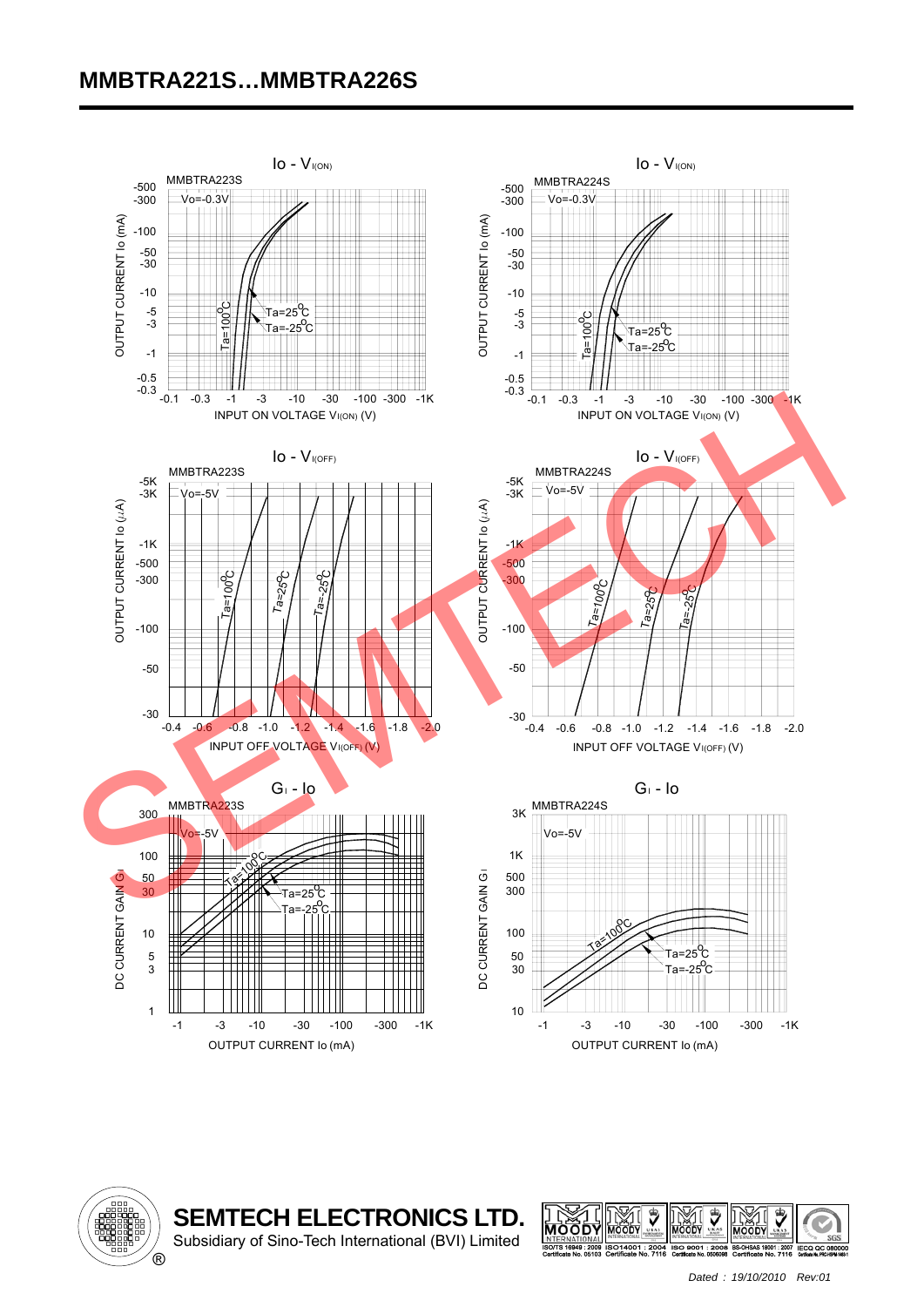# MMBTRA221S…MMBTRA226S

Io - $V_{I(ON)}$

MMBTRA223S

Vo=-0.3V

OUTPUT CURRENT Io (mA)

-500, -300, -100, -50, -30, -10, -5, -3, -1, -0.5, -0.3

Ta=100°C, Ta=25°C, Ta=-25°C

-0.1, -0.3, -1, -3, -10, -30, -100, -300, -1K

INPUT ON VOLTAGE $V_{I(ON)}$ (V)

Io - $V_{I(ON)}$

MMBTRA224S

Vo=-0.3V

OUTPUT CURRENT Io (mA)

-500, -300, -100, -50, -30, -10, -5, -3, -1, -0.5, -0.3

Ta=100°C, Ta=25°C, Ta=-25°C

-0.1, -0.3, -1, -3, -10, -30, -100, -300, -1K

INPUT ON VOLTAGE $V_{I(ON)}$ (V)

Io - $V_{I(OFF)}$

MMBTRA223S

Vo=-5V

OUTPUT CURRENT Io (μA)

-5K, -3K, -1K, -500, -300, -100, -50, -30

Ta=100°C, Ta=25°C, Ta=-25°C

-0.4, -0.6, -0.8, -1.0, -1.2, -1.4, -1.6, -1.8, -2.0

INPUT OFF VOLTAGE $V_{I(OFF)}$ (V)

Io - $V_{I(OFF)}$

MMBTRA224S

Vo=-5V

OUTPUT CURRENT Io (μA)

-5K, -3K, -1K, -500, -300, -100, -50, -30

Ta=100°C, Ta=25°C, Ta=-25°C

-0.4, -0.6, -0.8, -1.0, -1.2, -1.4, -1.6, -1.8, -2.0

INPUT OFF VOLTAGE $V_{I(OFF)}$ (V)

$G_I$ - Io

MMBTRA223S

Vo=-5V

DC CURRENT GAIN $G_I$

300, 100, 50, 30, 10, 5, 3, 1

Ta=100°C, Ta=25°C, Ta=-25°C

-1, -3, -10, -30, -100, -300, -1K

OUTPUT CURRENT Io (mA)

$G_I$ - Io

MMBTRA224S

Vo=-5V

DC CURRENT GAIN $G_I$

3K, 1K, 500, 300, 100, 50, 30, 10

Ta=100°C, Ta=25°C, Ta=-25°C

-1, -3, -10, -30, -100, -300, -1K

OUTPUT CURRENT Io (mA)

**SEMTECH ELECTRONICS LTD.**
Subsidiary of Sino-Tech International (BVI) Limited

ISO/TS 16949 : 2009 Certificate No. 05103 | ISO14001 : 2004 Certificate No. 7116 | ISO 9001 : 2008 Certificate No. 0506098 | BS-OHSAS 18001 : 2007 Certificate No. 7116 | IECQ QC 080000

*Dated : 19/10/2010 Rev:01*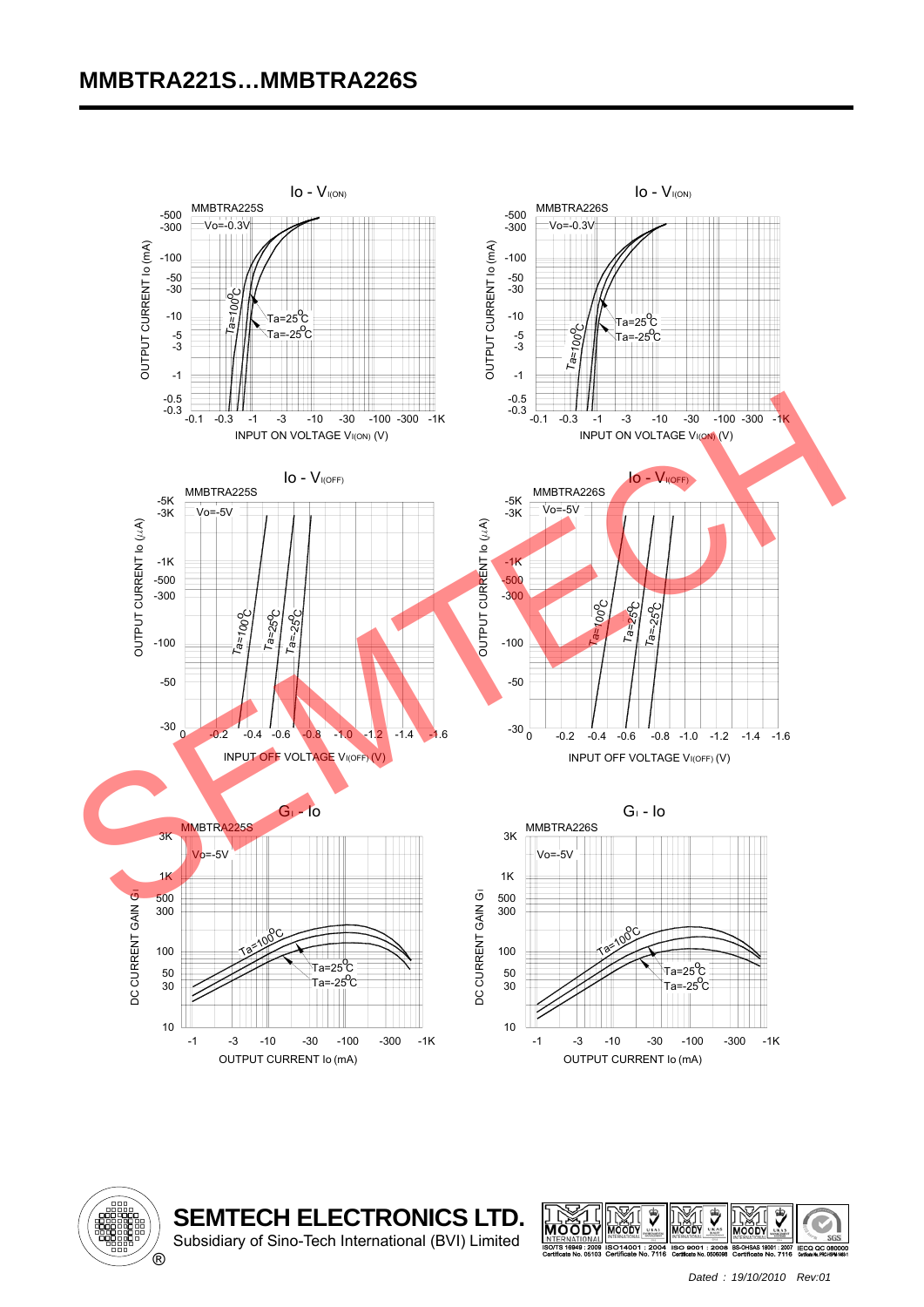Io - $V_{I(ON)}$

MMBTRA225S

Vo=-0.3V

OUTPUT CURRENT Io (mA)

-500
-300
-100
-50
-30
-10
-5
-3
-1
-0.5
-0.3

Ta=100°C
Ta=25°C
Ta=-25°C

-0.1 -0.3 -1 -3 -10 -30 -100 -300 -1K

INPUT ON VOLTAGE $V_{I(ON)}$ (V)

Io - $V_{I(ON)}$

MMBTRA226S

Vo=-0.3V

OUTPUT CURRENT Io (mA)

-500
-300
-100
-50
-30
-10
-5
-3
-1
-0.5
-0.3

Ta=100°C
Ta=25°C
Ta=-25°C

-0.1 -0.3 -1 -3 -10 -30 -100 -300 -1K

INPUT ON VOLTAGE $V_{I(ON)}$ (V)

Io - $V_{I(OFF)}$

MMBTRA225S

Vo=-5V

OUTPUT CURRENT Io (μA)

-5K
-3K
-1K
-500
-300
-100
-50
-30

Ta=100°C
Ta=25°C
Ta=-25°C

0 -0.2 -0.4 -0.6 -0.8 -1.0 -1.2 -1.4 -1.6

INPUT OFF VOLTAGE $V_{I(OFF)}$ (V)

Io - $V_{I(OFF)}$

MMBTRA226S

Vo=-5V

OUTPUT CURRENT Io (μA)

-5K
-3K
-1K
-500
-300
-100
-50
-30

Ta=100°C
Ta=25°C
Ta=-25°C

0 -0.2 -0.4 -0.6 -0.8 -1.0 -1.2 -1.4 -1.6

INPUT OFF VOLTAGE $V_{I(OFF)}$ (V)

$G_I$ - Io

MMBTRA225S

Vo=-5V

DC CURRENT GAIN $G_I$

3K
1K
500
300
100
50
30
10

Ta=100°C
Ta=25°C
Ta=-25°C

-1 -3 -10 -30 -100 -300 -1K

OUTPUT CURRENT Io (mA)

$G_I$ - Io

MMBTRA226S

Vo=-5V

DC CURRENT GAIN $G_I$

3K
1K
500
300
100
50
30
10

Ta=100°C
Ta=25°C
Ta=-25°C

-1 -3 -10 -30 -100 -300 -1K

OUTPUT CURRENT Io (mA)